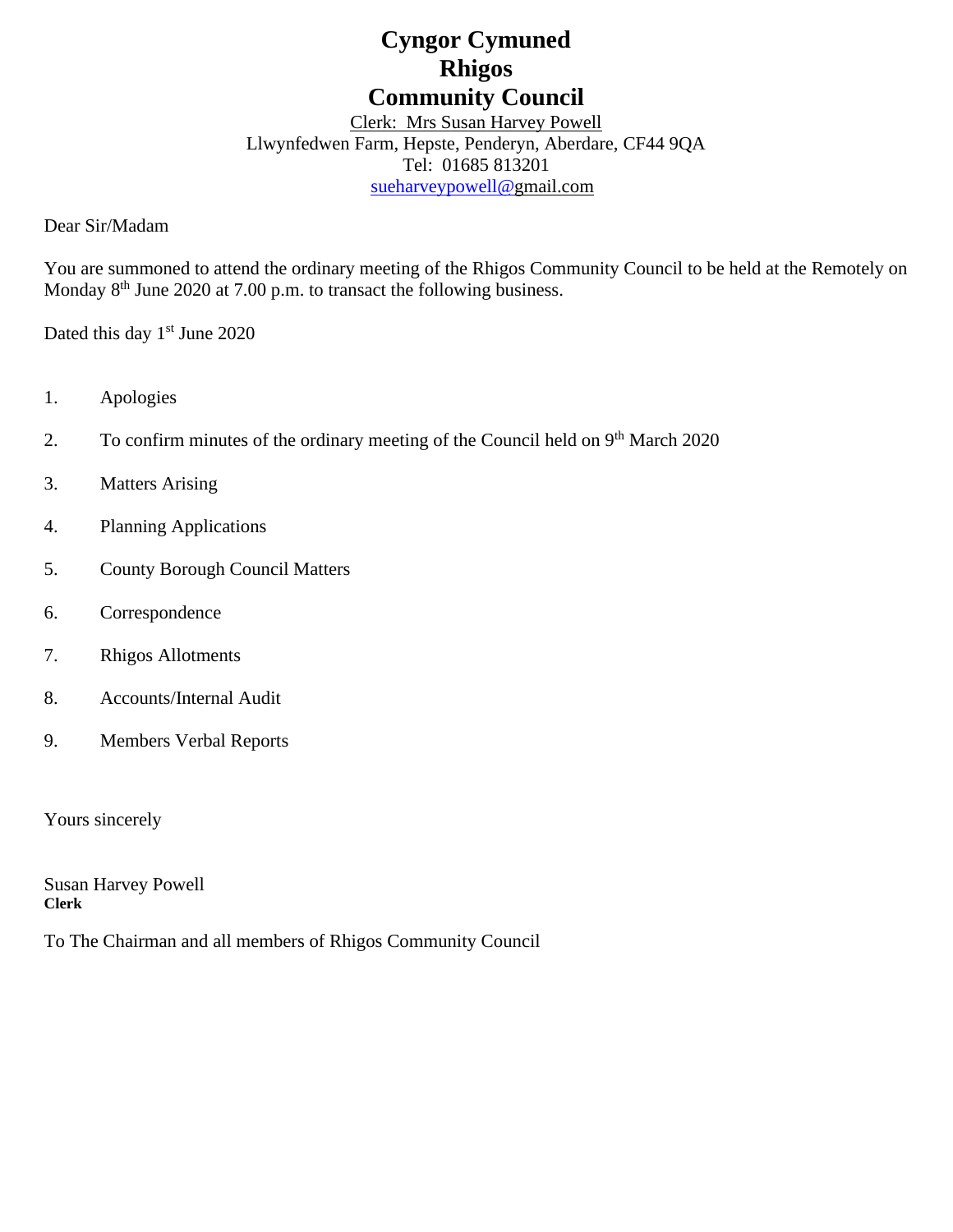# Cyngor Cymuned
# Rhigos
# Community Council

Clerk: Mrs Susan Harvey Powell
Llwynfedwen Farm, Hepste, Penderyn, Aberdare, CF44 9QA
Tel: 01685 813201
sueharveypowell@gmail.com

Dear Sir/Madam

You are summoned to attend the ordinary meeting of the Rhigos Community Council to be held at the Remotely on Monday 8th June 2020 at 7.00 p.m. to transact the following business.

Dated this day 1st June 2020

1. Apologies
2. To confirm minutes of the ordinary meeting of the Council held on 9th March 2020
3. Matters Arising
4. Planning Applications
5. County Borough Council Matters
6. Correspondence
7. Rhigos Allotments
8. Accounts/Internal Audit
9. Members Verbal Reports

Yours sincerely

Susan Harvey Powell
**Clerk**

To The Chairman and all members of Rhigos Community Council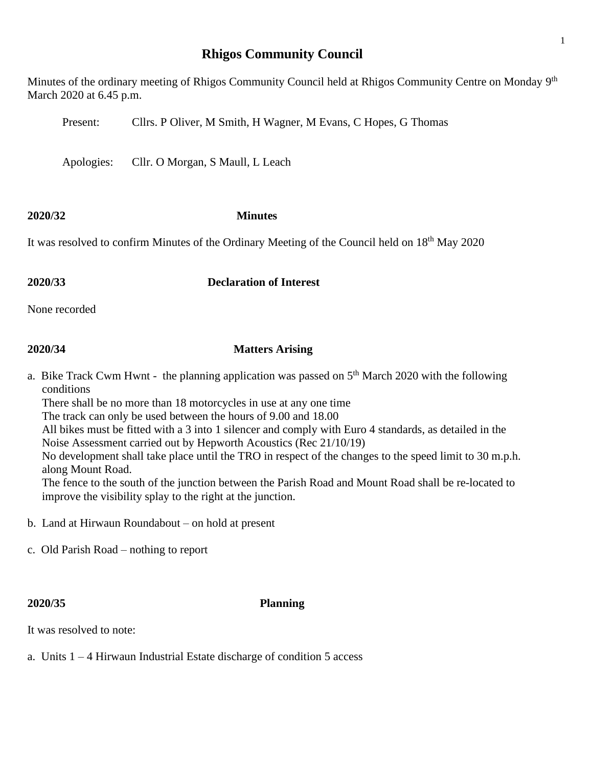# Rhigos Community Council

Minutes of the ordinary meeting of Rhigos Community Council held at Rhigos Community Centre on Monday 9th March 2020 at 6.45 p.m.

Present: Cllrs. P Oliver, M Smith, H Wagner, M Evans, C Hopes, G Thomas

Apologies: Cllr. O Morgan, S Maull, L Leach

**2020/32 Minutes**

It was resolved to confirm Minutes of the Ordinary Meeting of the Council held on 18th May 2020

**2020/33 Declaration of Interest**

None recorded

**2020/34 Matters Arising**

a. Bike Track Cwm Hwnt - the planning application was passed on 5th March 2020 with the following conditions
   There shall be no more than 18 motorcycles in use at any one time
   The track can only be used between the hours of 9.00 and 18.00
   All bikes must be fitted with a 3 into 1 silencer and comply with Euro 4 standards, as detailed in the Noise Assessment carried out by Hepworth Acoustics (Rec 21/10/19)
   No development shall take place until the TRO in respect of the changes to the speed limit to 30 m.p.h. along Mount Road.
   The fence to the south of the junction between the Parish Road and Mount Road shall be re-located to improve the visibility splay to the right at the junction.

b. Land at Hirwaun Roundabout – on hold at present

c. Old Parish Road – nothing to report

**2020/35 Planning**

It was resolved to note:

a. Units 1 – 4 Hirwaun Industrial Estate discharge of condition 5 access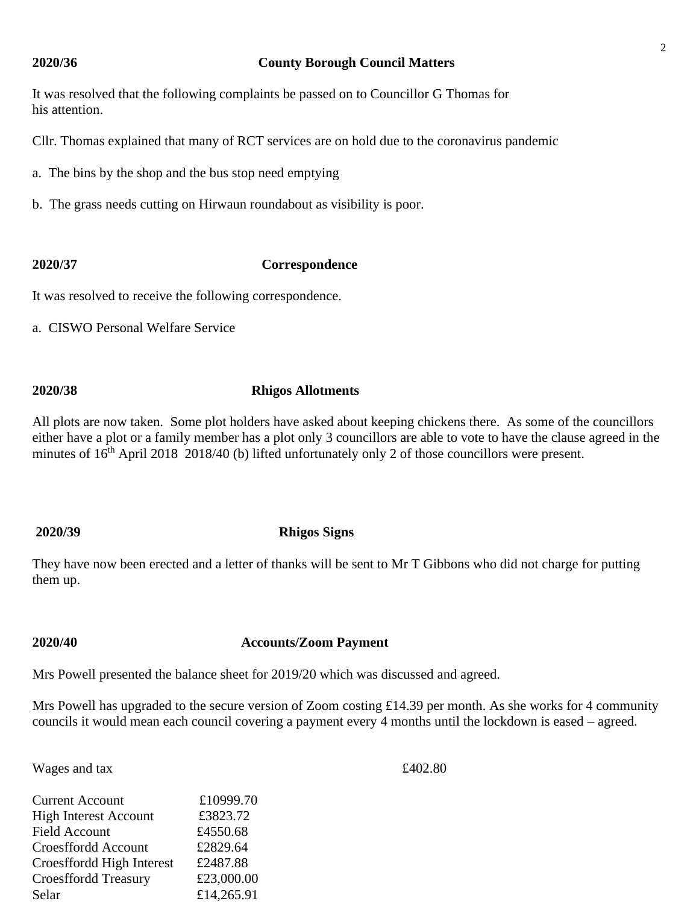**2020/36 County Borough Council Matters**

It was resolved that the following complaints be passed on to Councillor G Thomas for his attention.

Cllr. Thomas explained that many of RCT services are on hold due to the coronavirus pandemic

a. The bins by the shop and the bus stop need emptying

b. The grass needs cutting on Hirwaun roundabout as visibility is poor.

**2020/37 Correspondence**

It was resolved to receive the following correspondence.

a. CISWO Personal Welfare Service

**2020/38 Rhigos Allotments**

All plots are now taken. Some plot holders have asked about keeping chickens there. As some of the councillors either have a plot or a family member has a plot only 3 councillors are able to vote to have the clause agreed in the minutes of 16th April 2018 2018/40 (b) lifted unfortunately only 2 of those councillors were present.

**2020/39 Rhigos Signs**

They have now been erected and a letter of thanks will be sent to Mr T Gibbons who did not charge for putting them up.

**2020/40 Accounts/Zoom Payment**

Mrs Powell presented the balance sheet for 2019/20 which was discussed and agreed.

Mrs Powell has upgraded to the secure version of Zoom costing £14.39 per month. As she works for 4 community councils it would mean each council covering a payment every 4 months until the lockdown is eased – agreed.

Wages and tax £402.80

| | |
|---|---|
| Current Account | £10999.70 |
| High Interest Account | £3823.72 |
| Field Account | £4550.68 |
| Croesffordd Account | £2829.64 |
| Croesffordd High Interest | £2487.88 |
| Croesffordd Treasury | £23,000.00 |
| Selar | £14,265.91 |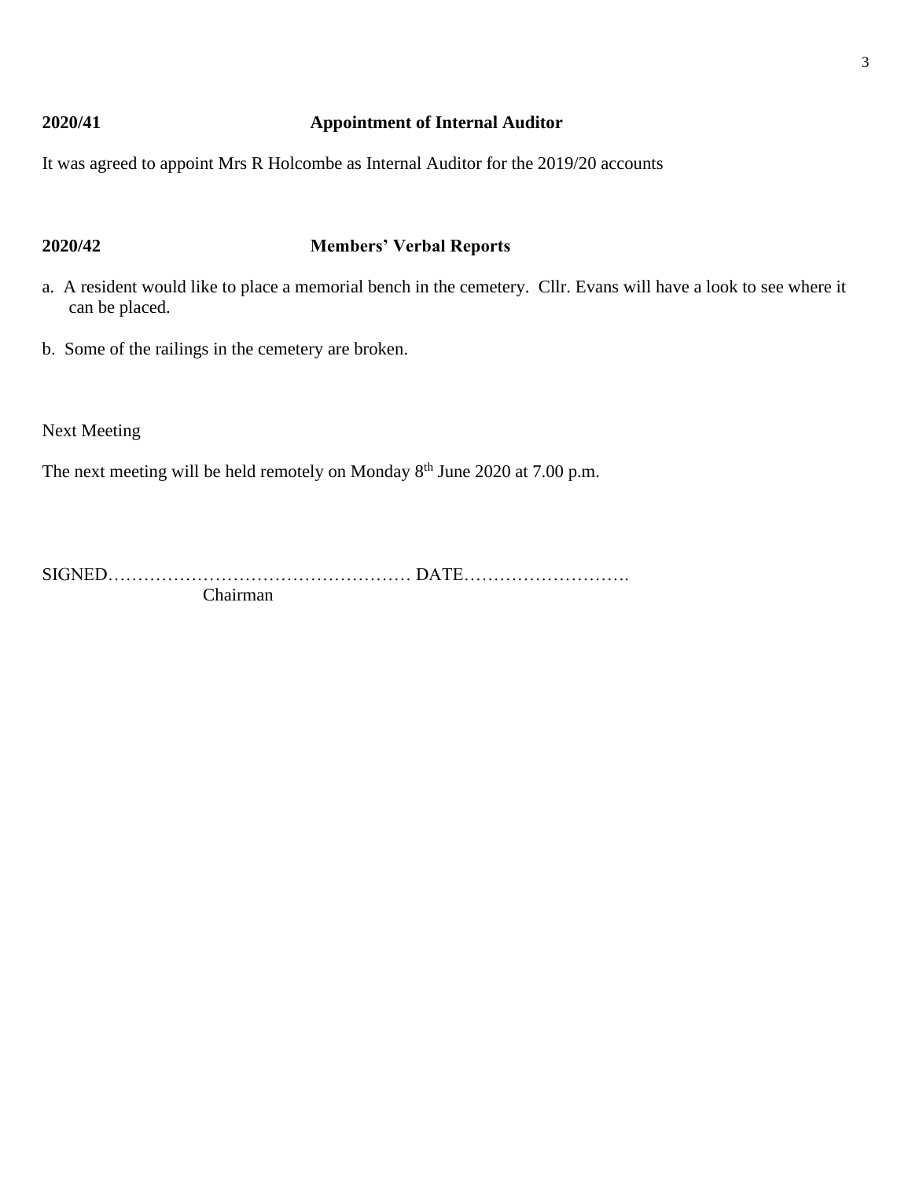**2020/41 Appointment of Internal Auditor**

It was agreed to appoint Mrs R Holcombe as Internal Auditor for the 2019/20 accounts

**2020/42 Members' Verbal Reports**

a. A resident would like to place a memorial bench in the cemetery. Cllr. Evans will have a look to see where it can be placed.

b. Some of the railings in the cemetery are broken.

Next Meeting

The next meeting will be held remotely on Monday 8th June 2020 at 7.00 p.m.

SIGNED…………………………………………… DATE……………………….
Chairman